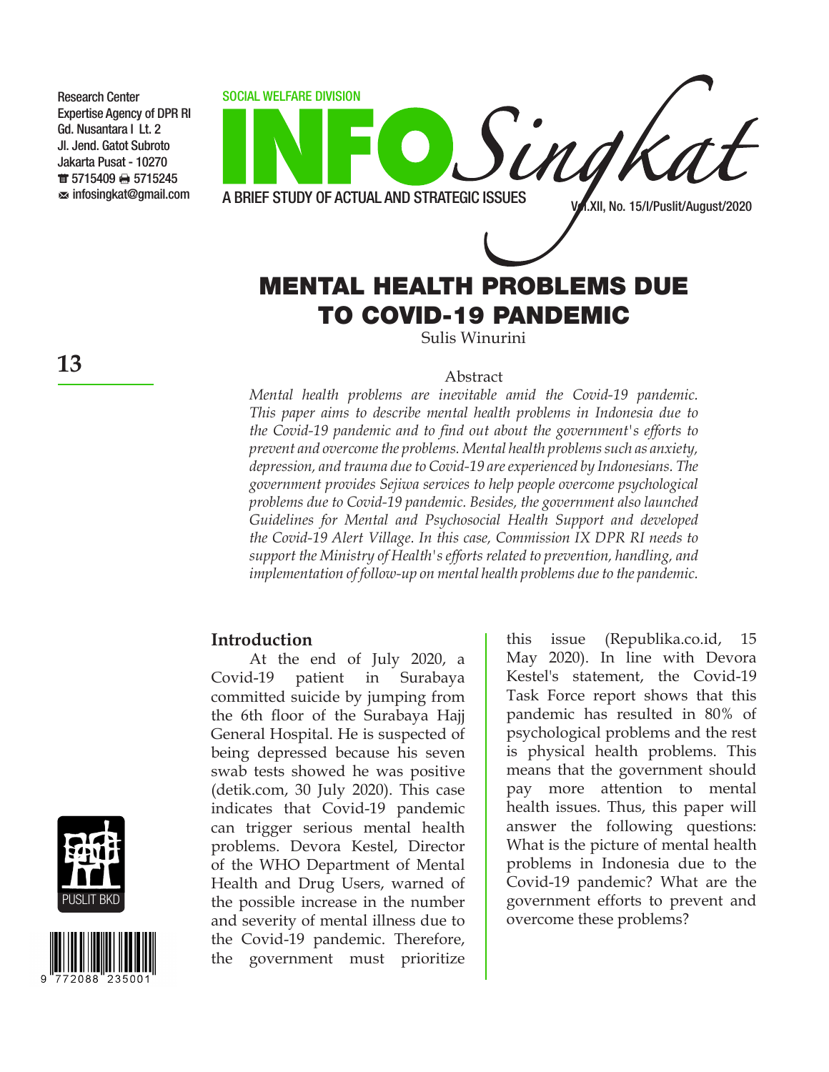Research Center
Expertise Agency of DPR RI
Gd. Nusantara I Lt. 2
Jl. Jend. Gatot Subroto
Jakarta Pusat - 10270
5715409 5715245
infosingkat@gmail.com

SOCIAL WELFARE DIVISION

# INFO Singkat

A BRIEF STUDY OF ACTUAL AND STRATEGIC ISSUES

Vol.XII, No. 15/I/Puslit/August/2020

# MENTAL HEALTH PROBLEMS DUE TO COVID-19 PANDEMIC

Sulis Winurini

Abstract

*Mental health problems are inevitable amid the Covid-19 pandemic. This paper aims to describe mental health problems in Indonesia due to the Covid-19 pandemic and to find out about the government's efforts to prevent and overcome the problems. Mental health problems such as anxiety, depression, and trauma due to Covid-19 are experienced by Indonesians. The government provides Sejiwa services to help people overcome psychological problems due to Covid-19 pandemic. Besides, the government also launched Guidelines for Mental and Psychosocial Health Support and developed the Covid-19 Alert Village. In this case, Commission IX DPR RI needs to support the Ministry of Health's efforts related to prevention, handling, and implementation of follow-up on mental health problems due to the pandemic.*

## Introduction

At the end of July 2020, a Covid-19 patient in Surabaya committed suicide by jumping from the 6th floor of the Surabaya Hajj General Hospital. He is suspected of being depressed because his seven swab tests showed he was positive (detik.com, 30 July 2020). This case indicates that Covid-19 pandemic can trigger serious mental health problems. Devora Kestel, Director of the WHO Department of Mental Health and Drug Users, warned of the possible increase in the number and severity of mental illness due to the Covid-19 pandemic. Therefore, the government must prioritize this issue (Republika.co.id, 15 May 2020). In line with Devora Kestel's statement, the Covid-19 Task Force report shows that this pandemic has resulted in 80% of psychological problems and the rest is physical health problems. This means that the government should pay more attention to mental health issues. Thus, this paper will answer the following questions: What is the picture of mental health problems in Indonesia due to the Covid-19 pandemic? What are the government efforts to prevent and overcome these problems?

PUSLIT BKD

9 772088 235001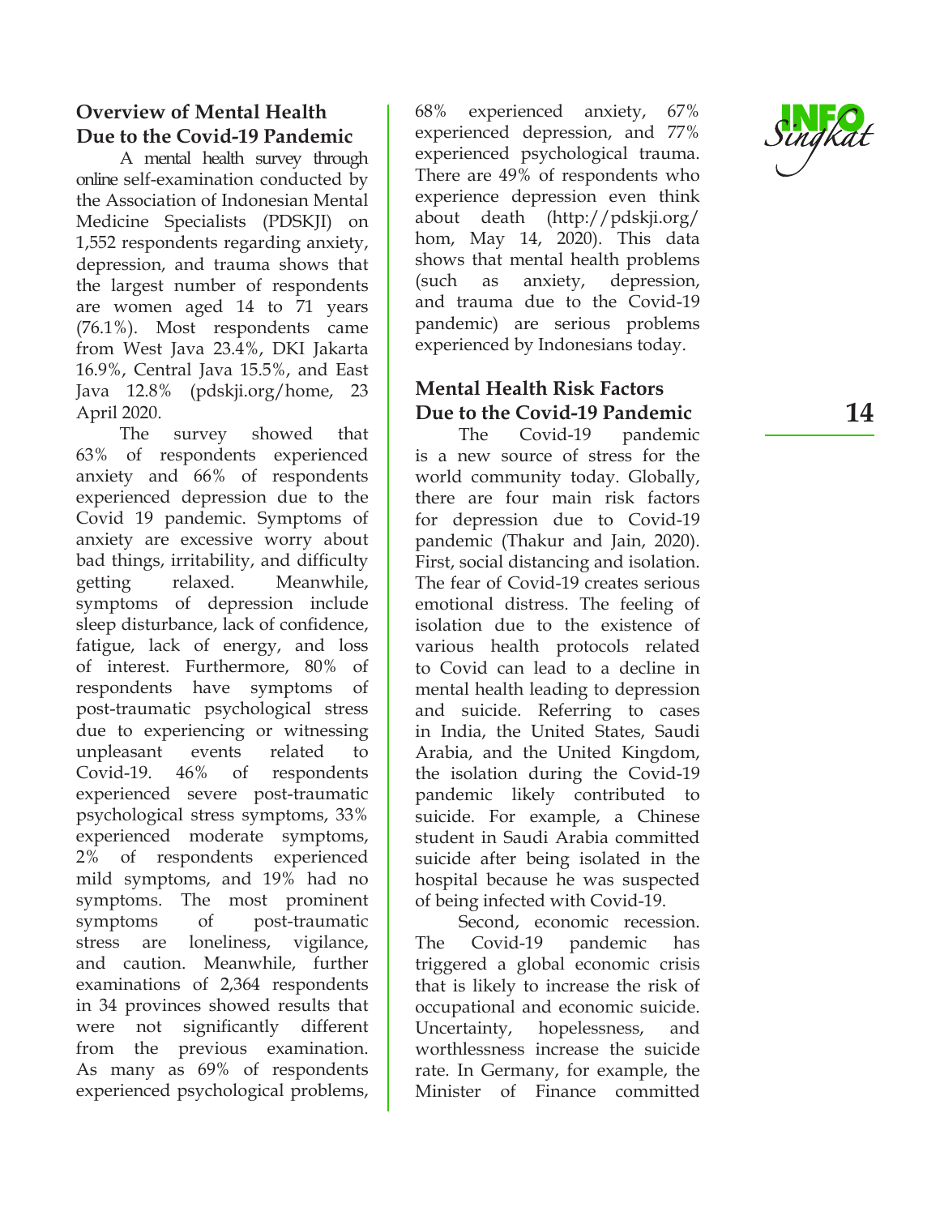## Overview of Mental Health Due to the Covid-19 Pandemic

A mental health survey through online self-examination conducted by the Association of Indonesian Mental Medicine Specialists (PDSKJI) on 1,552 respondents regarding anxiety, depression, and trauma shows that the largest number of respondents are women aged 14 to 71 years (76.1%). Most respondents came from West Java 23.4%, DKI Jakarta 16.9%, Central Java 15.5%, and East Java 12.8% (pdskji.org/home, 23 April 2020.

The survey showed that 63% of respondents experienced anxiety and 66% of respondents experienced depression due to the Covid 19 pandemic. Symptoms of anxiety are excessive worry about bad things, irritability, and difficulty getting relaxed. Meanwhile, symptoms of depression include sleep disturbance, lack of confidence, fatigue, lack of energy, and loss of interest. Furthermore, 80% of respondents have symptoms of post-traumatic psychological stress due to experiencing or witnessing unpleasant events related to Covid-19. 46% of respondents experienced severe post-traumatic psychological stress symptoms, 33% experienced moderate symptoms, 2% of respondents experienced mild symptoms, and 19% had no symptoms. The most prominent symptoms of post-traumatic stress are loneliness, vigilance, and caution. Meanwhile, further examinations of 2,364 respondents in 34 provinces showed results that were not significantly different from the previous examination. As many as 69% of respondents experienced psychological problems, 68% experienced anxiety, 67% experienced depression, and 77% experienced psychological trauma. There are 49% of respondents who experience depression even think about death (http://pdskji.org/hom, May 14, 2020). This data shows that mental health problems (such as anxiety, depression, and trauma due to the Covid-19 pandemic) are serious problems experienced by Indonesians today.

## Mental Health Risk Factors Due to the Covid-19 Pandemic

The Covid-19 pandemic is a new source of stress for the world community today. Globally, there are four main risk factors for depression due to Covid-19 pandemic (Thakur and Jain, 2020). First, social distancing and isolation. The fear of Covid-19 creates serious emotional distress. The feeling of isolation due to the existence of various health protocols related to Covid can lead to a decline in mental health leading to depression and suicide. Referring to cases in India, the United States, Saudi Arabia, and the United Kingdom, the isolation during the Covid-19 pandemic likely contributed to suicide. For example, a Chinese student in Saudi Arabia committed suicide after being isolated in the hospital because he was suspected of being infected with Covid-19.

Second, economic recession. The Covid-19 pandemic has triggered a global economic crisis that is likely to increase the risk of occupational and economic suicide. Uncertainty, hopelessness, and worthlessness increase the suicide rate. In Germany, for example, the Minister of Finance committed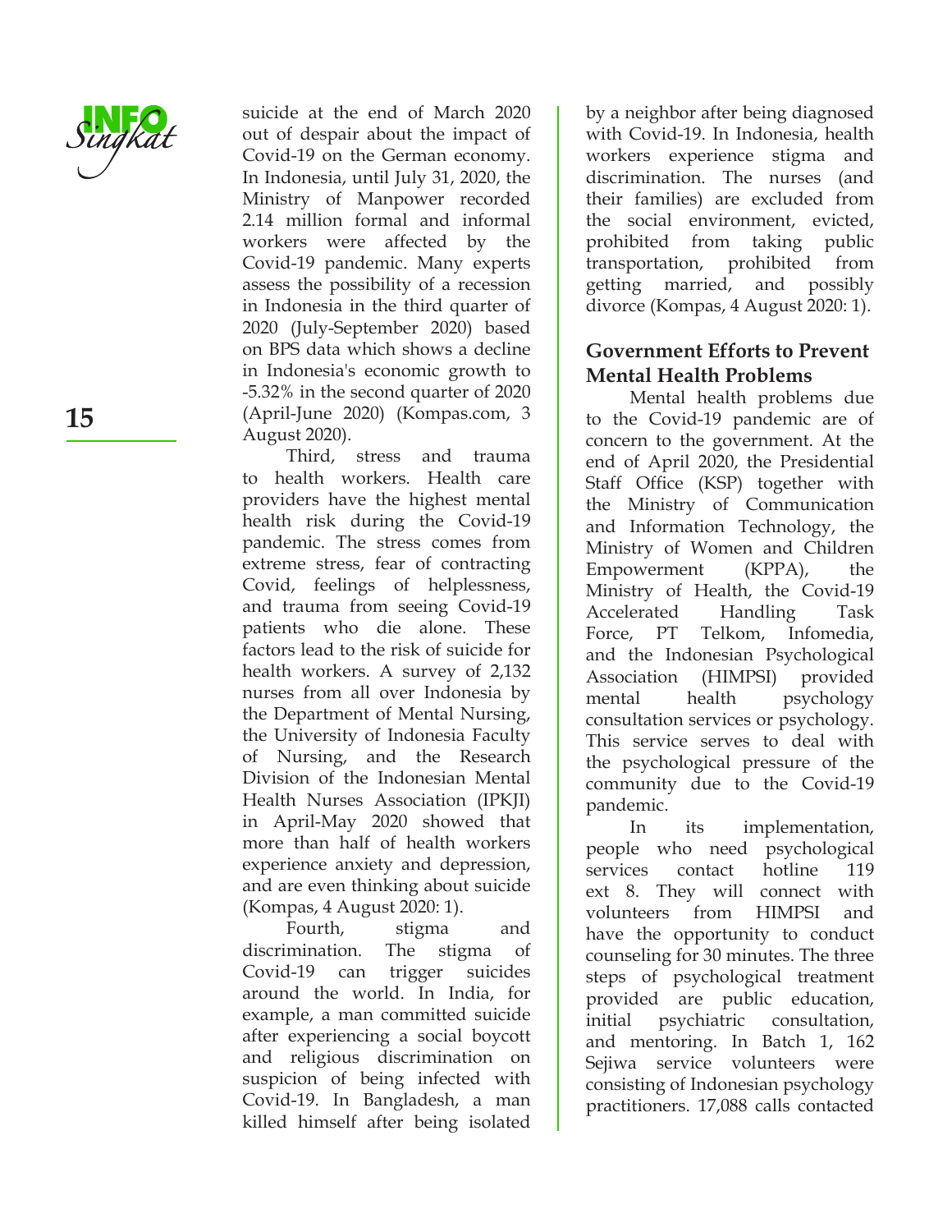suicide at the end of March 2020 out of despair about the impact of Covid-19 on the German economy. In Indonesia, until July 31, 2020, the Ministry of Manpower recorded 2.14 million formal and informal workers were affected by the Covid-19 pandemic. Many experts assess the possibility of a recession in Indonesia in the third quarter of 2020 (July-September 2020) based on BPS data which shows a decline in Indonesia's economic growth to -5.32% in the second quarter of 2020 (April-June 2020) (Kompas.com, 3 August 2020).

Third, stress and trauma to health workers. Health care providers have the highest mental health risk during the Covid-19 pandemic. The stress comes from extreme stress, fear of contracting Covid, feelings of helplessness, and trauma from seeing Covid-19 patients who die alone. These factors lead to the risk of suicide for health workers. A survey of 2,132 nurses from all over Indonesia by the Department of Mental Nursing, the University of Indonesia Faculty of Nursing, and the Research Division of the Indonesian Mental Health Nurses Association (IPKJI) in April-May 2020 showed that more than half of health workers experience anxiety and depression, and are even thinking about suicide (Kompas, 4 August 2020: 1).

Fourth, stigma and discrimination. The stigma of Covid-19 can trigger suicides around the world. In India, for example, a man committed suicide after experiencing a social boycott and religious discrimination on suspicion of being infected with Covid-19. In Bangladesh, a man killed himself after being isolated by a neighbor after being diagnosed with Covid-19. In Indonesia, health workers experience stigma and discrimination. The nurses (and their families) are excluded from the social environment, evicted, prohibited from taking public transportation, prohibited from getting married, and possibly divorce (Kompas, 4 August 2020: 1).

## Government Efforts to Prevent Mental Health Problems

Mental health problems due to the Covid-19 pandemic are of concern to the government. At the end of April 2020, the Presidential Staff Office (KSP) together with the Ministry of Communication and Information Technology, the Ministry of Women and Children Empowerment (KPPA), the Ministry of Health, the Covid-19 Accelerated Handling Task Force, PT Telkom, Infomedia, and the Indonesian Psychological Association (HIMPSI) provided mental health psychology consultation services or psychology. This service serves to deal with the psychological pressure of the community due to the Covid-19 pandemic.

In its implementation, people who need psychological services contact hotline 119 ext 8. They will connect with volunteers from HIMPSI and have the opportunity to conduct counseling for 30 minutes. The three steps of psychological treatment provided are public education, initial psychiatric consultation, and mentoring. In Batch 1, 162 Sejiwa service volunteers were consisting of Indonesian psychology practitioners. 17,088 calls contacted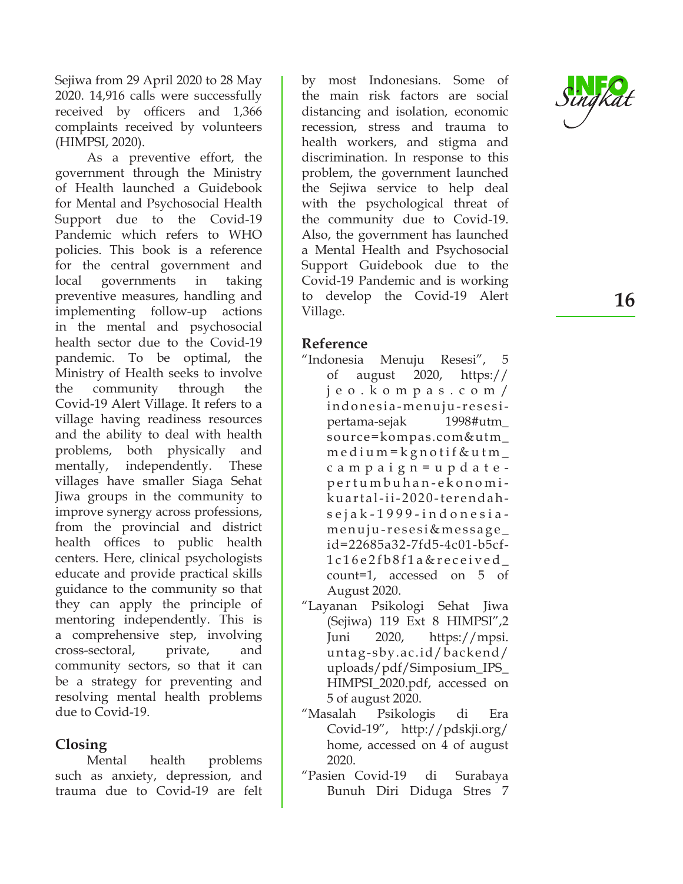Sejiwa from 29 April 2020 to 28 May 2020. 14,916 calls were successfully received by officers and 1,366 complaints received by volunteers (HIMPSI, 2020).

As a preventive effort, the government through the Ministry of Health launched a Guidebook for Mental and Psychosocial Health Support due to the Covid-19 Pandemic which refers to WHO policies. This book is a reference for the central government and local governments in taking preventive measures, handling and implementing follow-up actions in the mental and psychosocial health sector due to the Covid-19 pandemic. To be optimal, the Ministry of Health seeks to involve the community through the Covid-19 Alert Village. It refers to a village having readiness resources and the ability to deal with health problems, both physically and mentally, independently. These villages have smaller Siaga Sehat Jiwa groups in the community to improve synergy across professions, from the provincial and district health offices to public health centers. Here, clinical psychologists educate and provide practical skills guidance to the community so that they can apply the principle of mentoring independently. This is a comprehensive step, involving cross-sectoral, private, and community sectors, so that it can be a strategy for preventing and resolving mental health problems due to Covid-19.

## Closing

Mental health problems such as anxiety, depression, and trauma due to Covid-19 are felt by most Indonesians. Some of the main risk factors are social distancing and isolation, economic recession, stress and trauma to health workers, and stigma and discrimination. In response to this problem, the government launched the Sejiwa service to help deal with the psychological threat of the community due to Covid-19. Also, the government has launched a Mental Health and Psychosocial Support Guidebook due to the Covid-19 Pandemic and is working to develop the Covid-19 Alert Village.

## Reference

"Indonesia Menuju Resesi", 5 of august 2020, https://jeo.kompas.com/indonesia-menuju-resesi-pertama-sejak 1998#utm_source=kompas.com&utm_medium=kgnotif&utm_campaign=update-pertumbuhan-ekonomi-kuartal-ii-2020-terendah-sejak-1999-indonesia-menuju-resesi&message_id=22685a32-7fd5-4c01-b5cf-1c16e2fb8f1a&received_count=1, accessed on 5 of August 2020.

"Layanan Psikologi Sehat Jiwa (Sejiwa) 119 Ext 8 HIMPSI",2 Juni 2020, https://mpsi.untag-sby.ac.id/backend/uploads/pdf/Simposium_IPS_HIMPSI_2020.pdf, accessed on 5 of august 2020.

"Masalah Psikologis di Era Covid-19", http://pdskji.org/home, accessed on 4 of august 2020.

"Pasien Covid-19 di Surabaya Bunuh Diri Diduga Stres 7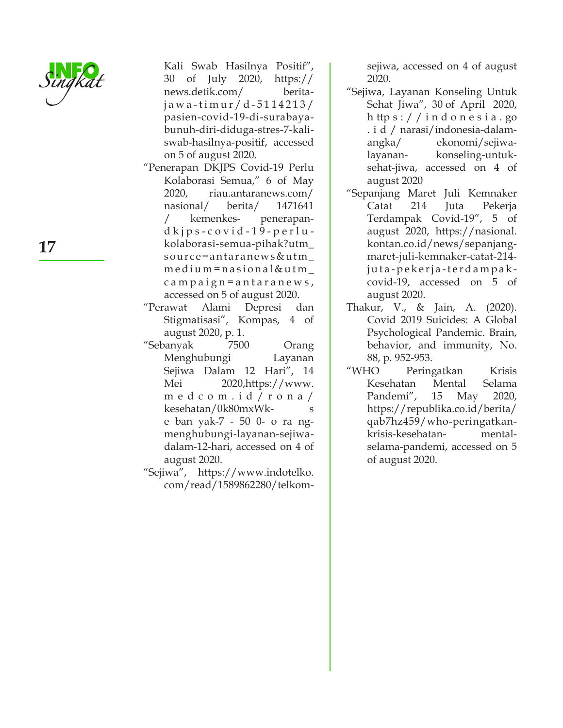Kali Swab Hasilnya Positif", 30 of July 2020, https://news.detik.com/berita-jawa-timur/d-5114213/pasien-covid-19-di-surabaya-bunuh-diri-diduga-stres-7-kali-swab-hasilnya-positif, accessed on 5 of august 2020.

"Penerapan DKJPS Covid-19 Perlu Kolaborasi Semua," 6 of May 2020, riau.antaranews.com/nasional/berita/1471641/kemenkes-penerapan-dkjps-covid-19-perlu-kolaborasi-semua-pihak?utm_source=antaranews&utm_medium=nasional&utm_campaign=antaranews, accessed on 5 of august 2020.

"Perawat Alami Depresi dan Stigmatisasi", Kompas, 4 of august 2020, p. 1.

"Sebanyak 7500 Orang Menghubungi Layanan Sejiwa Dalam 12 Hari", 14 Mei 2020,https://www.medcom.id/rona/kesehatan/0k80mxWk-sebanyak-7-500-orang-menghubungi-layanan-sejiwa-dalam-12-hari, accessed on 4 of august 2020.

"Sejiwa", https://www.indotelko.com/read/1589862280/telkom-sejiwa, accessed on 4 of august 2020.

"Sejiwa, Layanan Konseling Untuk Sehat Jiwa", 30 of April 2020, https://indonesia.go.id/narasi/indonesia-dalam-angka/ekonomi/sejiwa-layanan-konseling-untuk-sehat-jiwa, accessed on 4 of august 2020

"Sepanjang Maret Juli Kemnaker Catat 214 Juta Pekerja Terdampak Covid-19", 5 of august 2020, https://nasional.kontan.co.id/news/sepanjang-maret-juli-kemnaker-catat-214-juta-pekerja-terdampak-covid-19, accessed on 5 of august 2020.

Thakur, V., & Jain, A. (2020). Covid 2019 Suicides: A Global Psychological Pandemic. Brain, behavior, and immunity, No. 88, p. 952-953.

"WHO Peringatkan Krisis Kesehatan Mental Selama Pandemi", 15 May 2020, https://republika.co.id/berita/qab7hz459/who-peringatkan-krisis-kesehatan-mental-selama-pandemi, accessed on 5 of august 2020.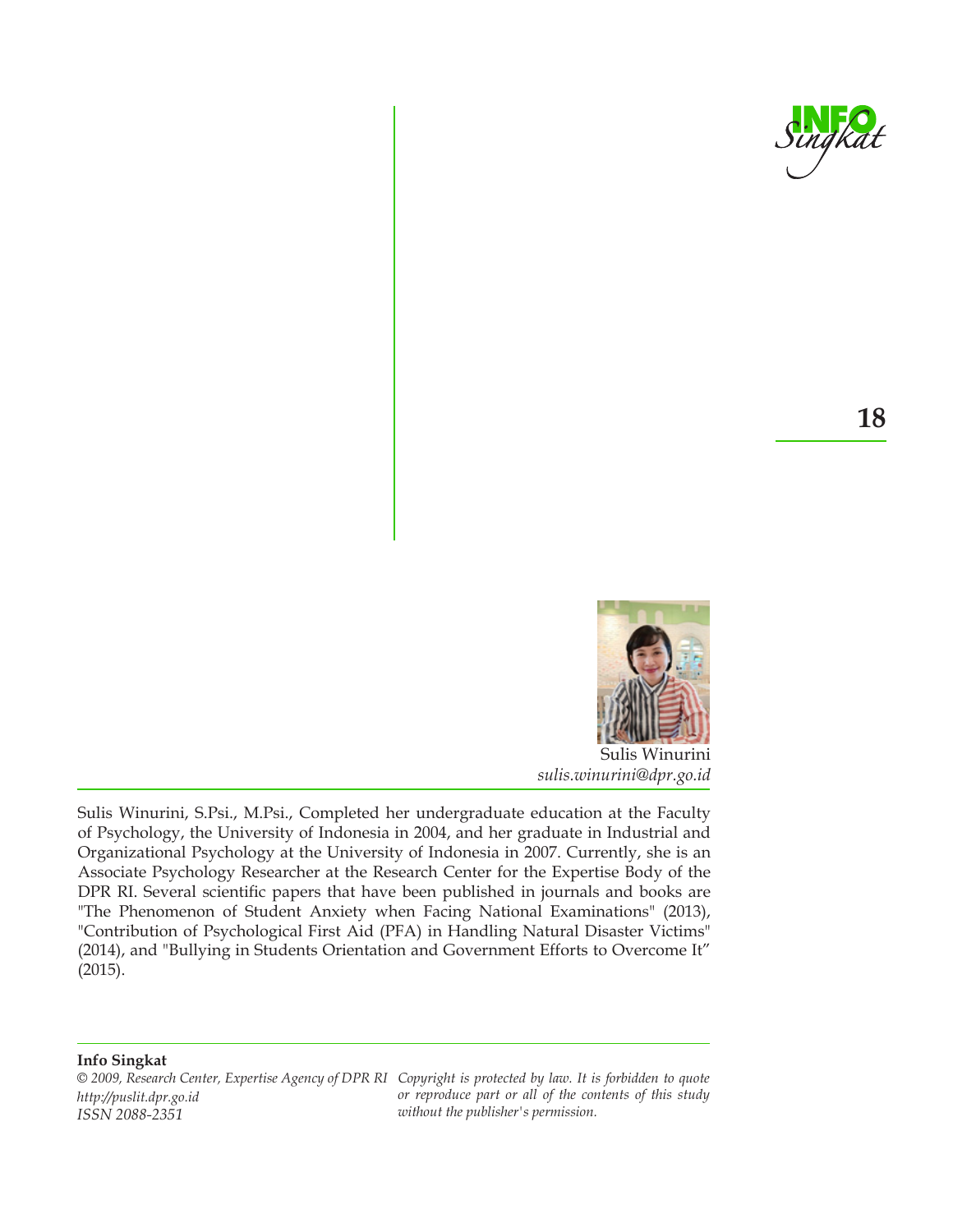Sulis Winurini
*sulis.winurini@dpr.go.id*

Sulis Winurini, S.Psi., M.Psi., Completed her undergraduate education at the Faculty of Psychology, the University of Indonesia in 2004, and her graduate in Industrial and Organizational Psychology at the University of Indonesia in 2007. Currently, she is an Associate Psychology Researcher at the Research Center for the Expertise Body of the DPR RI. Several scientific papers that have been published in journals and books are "The Phenomenon of Student Anxiety when Facing National Examinations" (2013), "Contribution of Psychological First Aid (PFA) in Handling Natural Disaster Victims" (2014), and "Bullying in Students Orientation and Government Efforts to Overcome It" (2015).

**Info Singkat**

*© 2009, Research Center, Expertise Agency of DPR RI*
*http://puslit.dpr.go.id*
*ISSN 2088-2351*

*Copyright is protected by law. It is forbidden to quote or reproduce part or all of the contents of this study without the publisher's permission.*